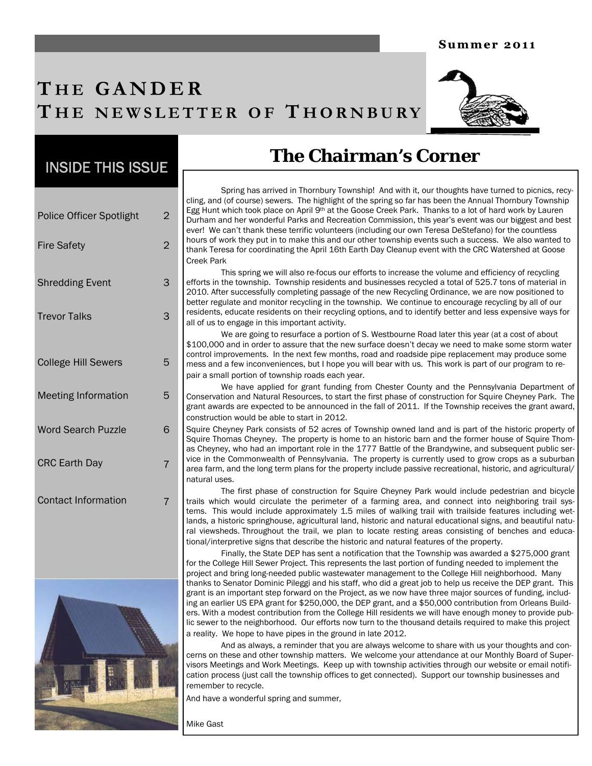Summer 2011

# THE GANDER
# THE NEWSLETTER OF THORNBURY

## INSIDE THIS ISSUE

| | |
|---|---|
| Police Officer Spotlight | 2 |
| Fire Safety | 2 |
| Shredding Event | 3 |
| Trevor Talks | 3 |
| College Hill Sewers | 5 |
| Meeting Information | 5 |
| Word Search Puzzle | 6 |
| CRC Earth Day | 7 |
| Contact Information | 7 |

## The Chairman's Corner

Spring has arrived in Thornbury Township! And with it, our thoughts have turned to picnics, recycling, and (of course) sewers. The highlight of the spring so far has been the Annual Thornbury Township Egg Hunt which took place on April 9th at the Goose Creek Park. Thanks to a lot of hard work by Lauren Durham and her wonderful Parks and Recreation Commission, this year's event was our biggest and best ever! We can't thank these terrific volunteers (including our own Teresa DeStefano) for the countless hours of work they put in to make this and our other township events such a success. We also wanted to thank Teresa for coordinating the April 16th Earth Day Cleanup event with the CRC Watershed at Goose Creek Park

This spring we will also re-focus our efforts to increase the volume and efficiency of recycling efforts in the township. Township residents and businesses recycled a total of 525.7 tons of material in 2010. After successfully completing passage of the new Recycling Ordinance, we are now positioned to better regulate and monitor recycling in the township. We continue to encourage recycling by all of our residents, educate residents on their recycling options, and to identify better and less expensive ways for all of us to engage in this important activity.

We are going to resurface a portion of S. Westbourne Road later this year (at a cost of about $100,000 and in order to assure that the new surface doesn't decay we need to make some storm water control improvements. In the next few months, road and roadside pipe replacement may produce some mess and a few inconveniences, but I hope you will bear with us. This work is part of our program to repair a small portion of township roads each year.

We have applied for grant funding from Chester County and the Pennsylvania Department of Conservation and Natural Resources, to start the first phase of construction for Squire Cheyney Park. The grant awards are expected to be announced in the fall of 2011. If the Township receives the grant award, construction would be able to start in 2012.

Squire Cheyney Park consists of 52 acres of Township owned land and is part of the historic property of Squire Thomas Cheyney. The property is home to an historic barn and the former house of Squire Thomas Cheyney, who had an important role in the 1777 Battle of the Brandywine, and subsequent public service in the Commonwealth of Pennsylvania. The property is currently used to grow crops as a suburban area farm, and the long term plans for the property include passive recreational, historic, and agricultural/ natural uses.

The first phase of construction for Squire Cheyney Park would include pedestrian and bicycle trails which would circulate the perimeter of a farming area, and connect into neighboring trail systems. This would include approximately 1.5 miles of walking trail with trailside features including wetlands, a historic springhouse, agricultural land, historic and natural educational signs, and beautiful natural viewsheds. Throughout the trail, we plan to locate resting areas consisting of benches and educational/interpretive signs that describe the historic and natural features of the property.

Finally, the State DEP has sent a notification that the Township was awarded a $275,000 grant for the College Hill Sewer Project. This represents the last portion of funding needed to implement the project and bring long-needed public wastewater management to the College Hill neighborhood. Many thanks to Senator Dominic Pileggi and his staff, who did a great job to help us receive the DEP grant. This grant is an important step forward on the Project, as we now have three major sources of funding, including an earlier US EPA grant for $250,000, the DEP grant, and a $50,000 contribution from Orleans Builders. With a modest contribution from the College Hill residents we will have enough money to provide public sewer to the neighborhood. Our efforts now turn to the thousand details required to make this project a reality. We hope to have pipes in the ground in late 2012.

And as always, a reminder that you are always welcome to share with us your thoughts and concerns on these and other township matters. We welcome your attendance at our Monthly Board of Supervisors Meetings and Work Meetings. Keep up with township activities through our website or email notification process (just call the township offices to get connected). Support our township businesses and remember to recycle.

And have a wonderful spring and summer,

Mike Gast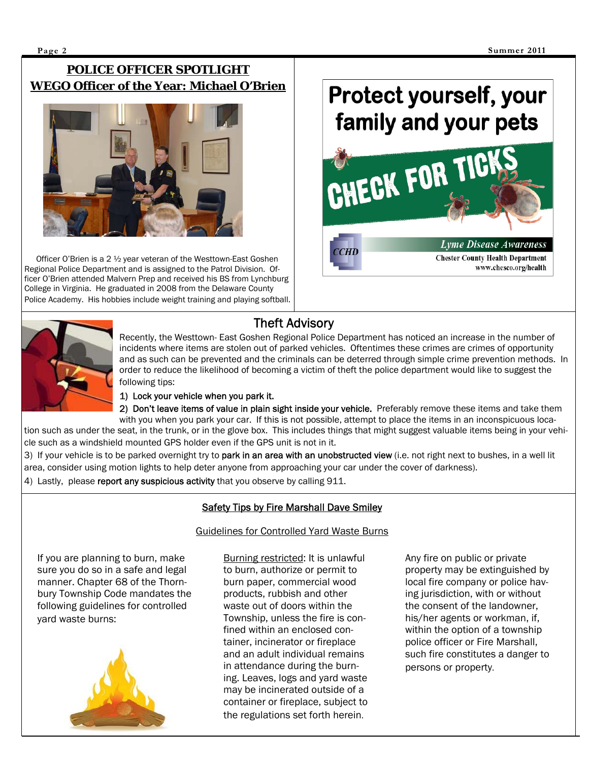## POLICE OFFICER SPOTLIGHT

## WEGO Officer of the Year: Michael O'Brien

Officer O'Brien is a 2 ½ year veteran of the Westtown-East Goshen Regional Police Department and is assigned to the Patrol Division. Officer O'Brien attended Malvern Prep and received his BS from Lynchburg College in Virginia. He graduated in 2008 from the Delaware County Police Academy. His hobbies include weight training and playing softball.

# Protect yourself, your family and your pets

## CHECK FOR TICKS

*Lyme Disease Awareness*

CCHD

Chester County Health Department
www.chesco.org/health

## Theft Advisory

Recently, the Westtown- East Goshen Regional Police Department has noticed an increase in the number of incidents where items are stolen out of parked vehicles. Oftentimes these crimes are crimes of opportunity and as such can be prevented and the criminals can be deterred through simple crime prevention methods. In order to reduce the likelihood of becoming a victim of theft the police department would like to suggest the following tips:

1) Lock your vehicle when you park it.

2) Don't leave items of value in plain sight inside your vehicle. Preferably remove these items and take them with you when you park your car. If this is not possible, attempt to place the items in an inconspicuous location such as under the seat, in the trunk, or in the glove box. This includes things that might suggest valuable items being in your vehicle such as a windshield mounted GPS holder even if the GPS unit is not in it.

3) If your vehicle is to be parked overnight try to park in an area with an unobstructed view (i.e. not right next to bushes, in a well lit area, consider using motion lights to help deter anyone from approaching your car under the cover of darkness).

4) Lastly, please report any suspicious activity that you observe by calling 911.

## Safety Tips by Fire Marshall Dave Smiley

### Guidelines for Controlled Yard Waste Burns

If you are planning to burn, make sure you do so in a safe and legal manner. Chapter 68 of the Thornbury Township Code mandates the following guidelines for controlled yard waste burns:

Burning restricted: It is unlawful to burn, authorize or permit to burn paper, commercial wood products, rubbish and other waste out of doors within the Township, unless the fire is confined within an enclosed container, incinerator or fireplace and an adult individual remains in attendance during the burning. Leaves, logs and yard waste may be incinerated outside of a container or fireplace, subject to the regulations set forth herein.

Any fire on public or private property may be extinguished by local fire company or police having jurisdiction, with or without the consent of the landowner, his/her agents or workman, if, within the option of a township police officer or Fire Marshall, such fire constitutes a danger to persons or property.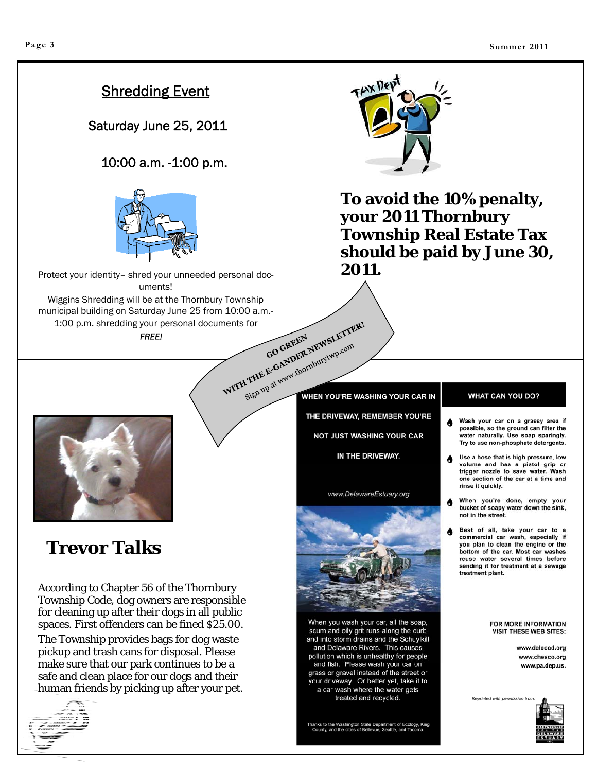## Shredding Event

Saturday June 25, 2011

10:00 a.m. -1:00 p.m.

Protect your identity– shred your unneeded personal documents!

Wiggins Shredding will be at the Thornbury Township municipal building on Saturday June 25 from 10:00 a.m.-1:00 p.m. shredding your personal documents for *FREE!*

**To avoid the 10% penalty, your 2011 Thornbury Township Real Estate Tax should be paid by June 30, 2011.**

GO GREEN WITH THE E-GANDER NEWSLETTER!
Sign up at www.thornburytwp.com

## Trevor Talks

According to Chapter 56 of the Thornbury Township Code, dog owners are responsible for cleaning up after their dogs in all public spaces. First offenders can be fined $25.00.

The Township provides bags for dog waste pickup and trash cans for disposal. Please make sure that our park continues to be a safe and clean place for our dogs and their human friends by picking up after your pet.

**WHEN YOU'RE WASHING YOUR CAR IN THE DRIVEWAY, REMEMBER YOU'RE NOT JUST WASHING YOUR CAR IN THE DRIVEWAY.**

*www.DelawareEstuary.org*

When you wash your car, all the soap, scum and oily grit runs along the curb and into storm drains and the Schuylkill and Delaware Rivers. This causes pollution which is unhealthy for people and fish. Please wash your car on grass or gravel instead of the street or your driveway. Or better yet, take it to a car wash where the water gets treated and recycled.

Thanks to the Washington State Department of Ecology, King County, and the cities of Bellevue, Seattle, and Tacoma.

**WHAT CAN YOU DO?**

- Wash your car on a grassy area if possible, so the ground can filter the water naturally. Use soap sparingly. Try to use non-phosphate detergents.
- Use a hose that is high pressure, low volume and has a pistol grip or trigger nozzle to save water. Wash one section of the car at a time and rinse it quickly.
- When you're done, empty your bucket of soapy water down the sink, not in the street.
- Best of all, take your car to a commercial car wash, especially if you plan to clean the engine or the bottom of the car. Most car washes reuse water several times before sending it for treatment at a sewage treatment plant.

**FOR MORE INFORMATION VISIT THESE WEB SITES:**

www.delcocd.org
www.chesco.org
www.pa.dep.us.

*Reprinted with permission from:* Partnership for the Delaware Estuary, Inc.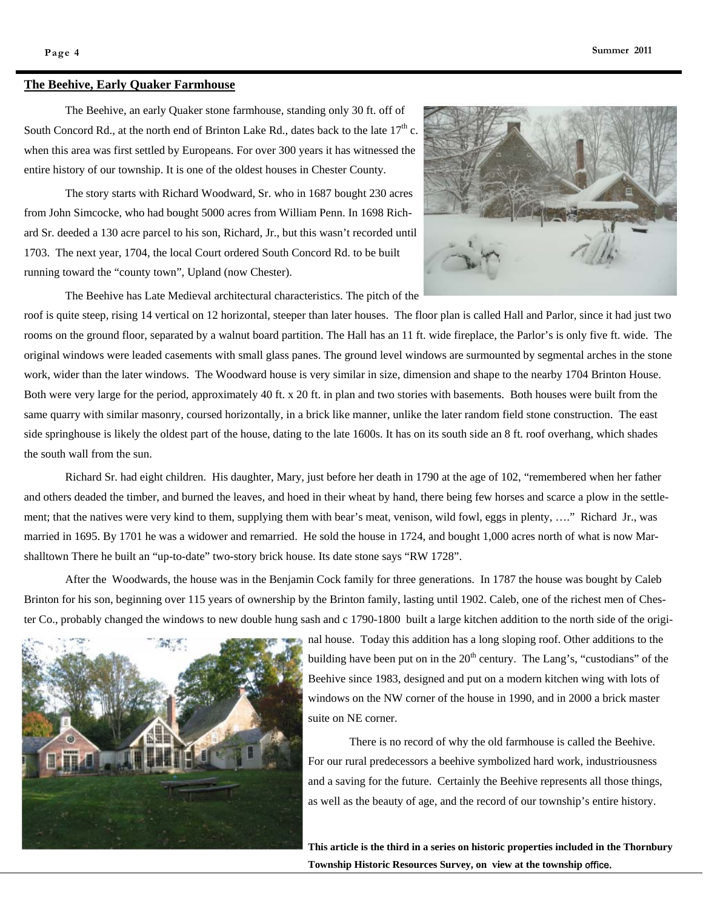## The Beehive, Early Quaker Farmhouse

The Beehive, an early Quaker stone farmhouse, standing only 30 ft. off of South Concord Rd., at the north end of Brinton Lake Rd., dates back to the late 17th c. when this area was first settled by Europeans. For over 300 years it has witnessed the entire history of our township. It is one of the oldest houses in Chester County.

The story starts with Richard Woodward, Sr. who in 1687 bought 230 acres from John Simcocke, who had bought 5000 acres from William Penn. In 1698 Richard Sr. deeded a 130 acre parcel to his son, Richard, Jr., but this wasn't recorded until 1703. The next year, 1704, the local Court ordered South Concord Rd. to be built running toward the "county town", Upland (now Chester).

The Beehive has Late Medieval architectural characteristics. The pitch of the roof is quite steep, rising 14 vertical on 12 horizontal, steeper than later houses. The floor plan is called Hall and Parlor, since it had just two rooms on the ground floor, separated by a walnut board partition. The Hall has an 11 ft. wide fireplace, the Parlor's is only five ft. wide. The original windows were leaded casements with small glass panes. The ground level windows are surmounted by segmental arches in the stone work, wider than the later windows. The Woodward house is very similar in size, dimension and shape to the nearby 1704 Brinton House. Both were very large for the period, approximately 40 ft. x 20 ft. in plan and two stories with basements. Both houses were built from the same quarry with similar masonry, coursed horizontally, in a brick like manner, unlike the later random field stone construction. The east side springhouse is likely the oldest part of the house, dating to the late 1600s. It has on its south side an 8 ft. roof overhang, which shades the south wall from the sun.

Richard Sr. had eight children. His daughter, Mary, just before her death in 1790 at the age of 102, "remembered when her father and others deaded the timber, and burned the leaves, and hoed in their wheat by hand, there being few horses and scarce a plow in the settlement; that the natives were very kind to them, supplying them with bear's meat, venison, wild fowl, eggs in plenty, …." Richard Jr., was married in 1695. By 1701 he was a widower and remarried. He sold the house in 1724, and bought 1,000 acres north of what is now Marshalltown There he built an "up-to-date" two-story brick house. Its date stone says "RW 1728".

After the Woodwards, the house was in the Benjamin Cock family for three generations. In 1787 the house was bought by Caleb Brinton for his son, beginning over 115 years of ownership by the Brinton family, lasting until 1902. Caleb, one of the richest men of Chester Co., probably changed the windows to new double hung sash and c 1790-1800 built a large kitchen addition to the north side of the original house. Today this addition has a long sloping roof. Other additions to the building have been put on in the 20th century. The Lang's, "custodians" of the Beehive since 1983, designed and put on a modern kitchen wing with lots of windows on the NW corner of the house in 1990, and in 2000 a brick master suite on NE corner.

There is no record of why the old farmhouse is called the Beehive. For our rural predecessors a beehive symbolized hard work, industriousness and a saving for the future. Certainly the Beehive represents all those things, as well as the beauty of age, and the record of our township's entire history.

**This article is the third in a series on historic properties included in the Thornbury Township Historic Resources Survey, on view at the township office.**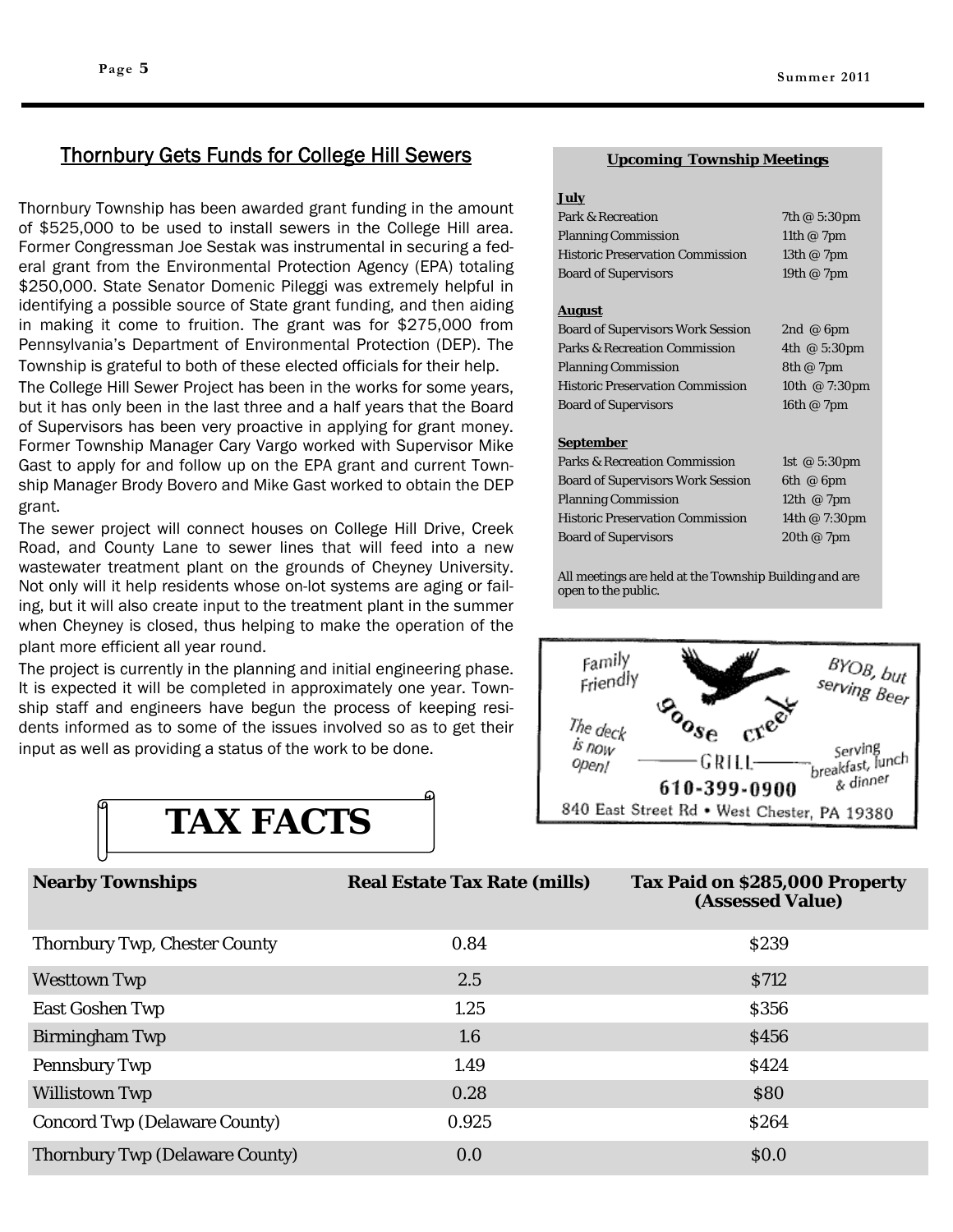## Thornbury Gets Funds for College Hill Sewers

Thornbury Township has been awarded grant funding in the amount of $525,000 to be used to install sewers in the College Hill area. Former Congressman Joe Sestak was instrumental in securing a federal grant from the Environmental Protection Agency (EPA) totaling $250,000. State Senator Domenic Pileggi was extremely helpful in identifying a possible source of State grant funding, and then aiding in making it come to fruition. The grant was for $275,000 from Pennsylvania's Department of Environmental Protection (DEP). The Township is grateful to both of these elected officials for their help.

The College Hill Sewer Project has been in the works for some years, but it has only been in the last three and a half years that the Board of Supervisors has been very proactive in applying for grant money. Former Township Manager Cary Vargo worked with Supervisor Mike Gast to apply for and follow up on the EPA grant and current Township Manager Brody Bovero and Mike Gast worked to obtain the DEP grant.

The sewer project will connect houses on College Hill Drive, Creek Road, and County Lane to sewer lines that will feed into a new wastewater treatment plant on the grounds of Cheyney University. Not only will it help residents whose on-lot systems are aging or failing, but it will also create input to the treatment plant in the summer when Cheyney is closed, thus helping to make the operation of the plant more efficient all year round.

The project is currently in the planning and initial engineering phase. It is expected it will be completed in approximately one year. Township staff and engineers have begun the process of keeping residents informed as to some of the issues involved so as to get their input as well as providing a status of the work to be done.

### Upcoming Township Meetings

**July**

| | |
|---|---|
| Park & Recreation | 7th @ 5:30pm |
| Planning Commission | 11th @ 7pm |
| Historic Preservation Commission | 13th @ 7pm |
| Board of Supervisors | 19th @ 7pm |

**August**

| | |
|---|---|
| Board of Supervisors Work Session | 2nd @ 6pm |
| Parks & Recreation Commission | 4th @ 5:30pm |
| Planning Commission | 8th @ 7pm |
| Historic Preservation Commission | 10th @ 7:30pm |
| Board of Supervisors | 16th @ 7pm |

**September**

| | |
|---|---|
| Parks & Recreation Commission | 1st @ 5:30pm |
| Board of Supervisors Work Session | 6th @ 6pm |
| Planning Commission | 12th @ 7pm |
| Historic Preservation Commission | 14th @ 7:30pm |
| Board of Supervisors | 20th @ 7pm |

All meetings are held at the Township Building and are open to the public.

Family Friendly — goose creek GRILL — BYOB, but serving Beer
The deck is now open! — Serving breakfast, lunch & dinner
610-399-0900
840 East Street Rd • West Chester, PA 19380

## TAX FACTS

| Nearby Townships | Real Estate Tax Rate (mills) | Tax Paid on $285,000 Property (Assessed Value) |
|---|---|---|
| Thornbury Twp, Chester County | 0.84 | $239 |
| Westtown Twp | 2.5 | $712 |
| East Goshen Twp | 1.25 | $356 |
| Birmingham Twp | 1.6 | $456 |
| Pennsbury Twp | 1.49 | $424 |
| Willistown Twp | 0.28 | $80 |
| Concord Twp (Delaware County) | 0.925 | $264 |
| Thornbury Twp (Delaware County) | 0.0 | $0.0 |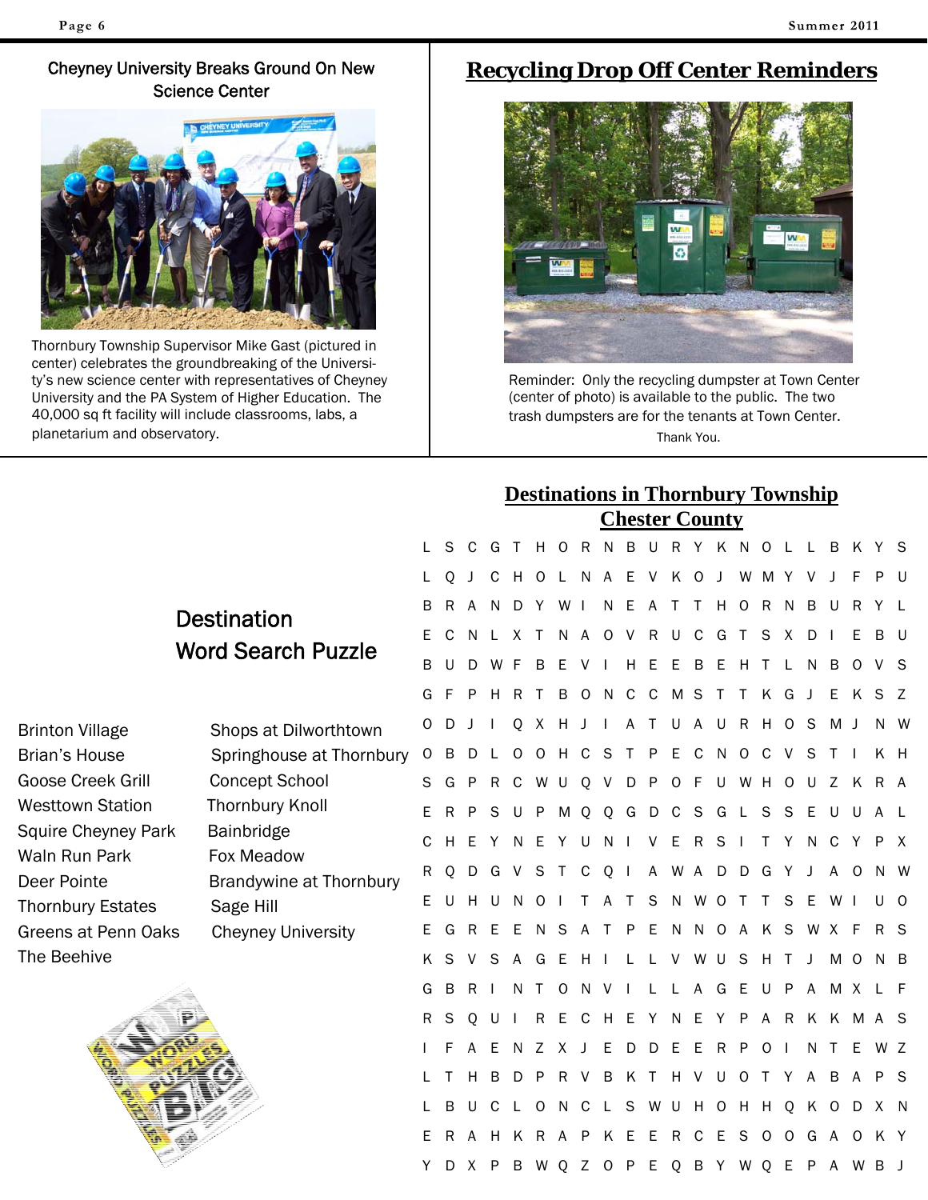## Cheyney University Breaks Ground On New Science Center

Thornbury Township Supervisor Mike Gast (pictured in center) celebrates the groundbreaking of the University's new science center with representatives of Cheyney University and the PA System of Higher Education. The 40,000 sq ft facility will include classrooms, labs, a planetarium and observatory.

## Recycling Drop Off Center Reminders

Reminder: Only the recycling dumpster at Town Center (center of photo) is available to the public. The two trash dumpsters are for the tenants at Town Center.

Thank You.

## Destination Word Search Puzzle

| | |
|---|---|
| Brinton Village | Shops at Dilworthtown |
| Brian's House | Springhouse at Thornbury |
| Goose Creek Grill | Concept School |
| Westtown Station | Thornbury Knoll |
| Squire Cheyney Park | Bainbridge |
| Waln Run Park | Fox Meadow |
| Deer Pointe | Brandywine at Thornbury |
| Thornbury Estates | Sage Hill |
| Greens at Penn Oaks | Cheyney University |
| The Beehive | |

## Destinations in Thornbury Township Chester County

```
L S C G T H O R N B U R Y K N O L L B K Y S
L Q J C H O L N A E V K O J W M Y V J F P U
B R A N D Y W I N E A T T H O R N B U R Y L
E C N L X T N A O V R U C G T S X D I E B U
B U D W F B E V I H E E B E H T L N B O V S
G F P H R T B O N C C M S T T K G J E K S Z
O D J I Q X H J I A T U A U R H O S M J N W
O B D L O O H C S T P E C N O C V S T I K H
S G P R C W U Q V D P O F U W H O U Z K R A
E R P S U P M Q Q G D C S G L S S E U U A L
C H E Y N E Y U N I V E R S I T Y N C Y P X
R Q D G V S T C Q I A W A D D G Y J A O N W
E U H U N O I T A T S N W O T T S E W I U O
E G R E E N S A T P E N N O A K S W X F R S
K S V S A G E H I L L V W U S H T J M O N B
G B R I N T O N V I L L A G E U P A M X L F
R S Q U I R E C H E Y N E Y P A R K K M A S
I F A E N Z X J E D D E E R P O I N T E W Z
L T H B D P R V B K T H V U O T Y A B A P S
L B U C L O N C L S W U H O H H Q K O D X N
E R A H K R A P K E E R C E S O O G A O K Y
Y D X P B W Q Z O P E Q B Y W Q E P A W B J
```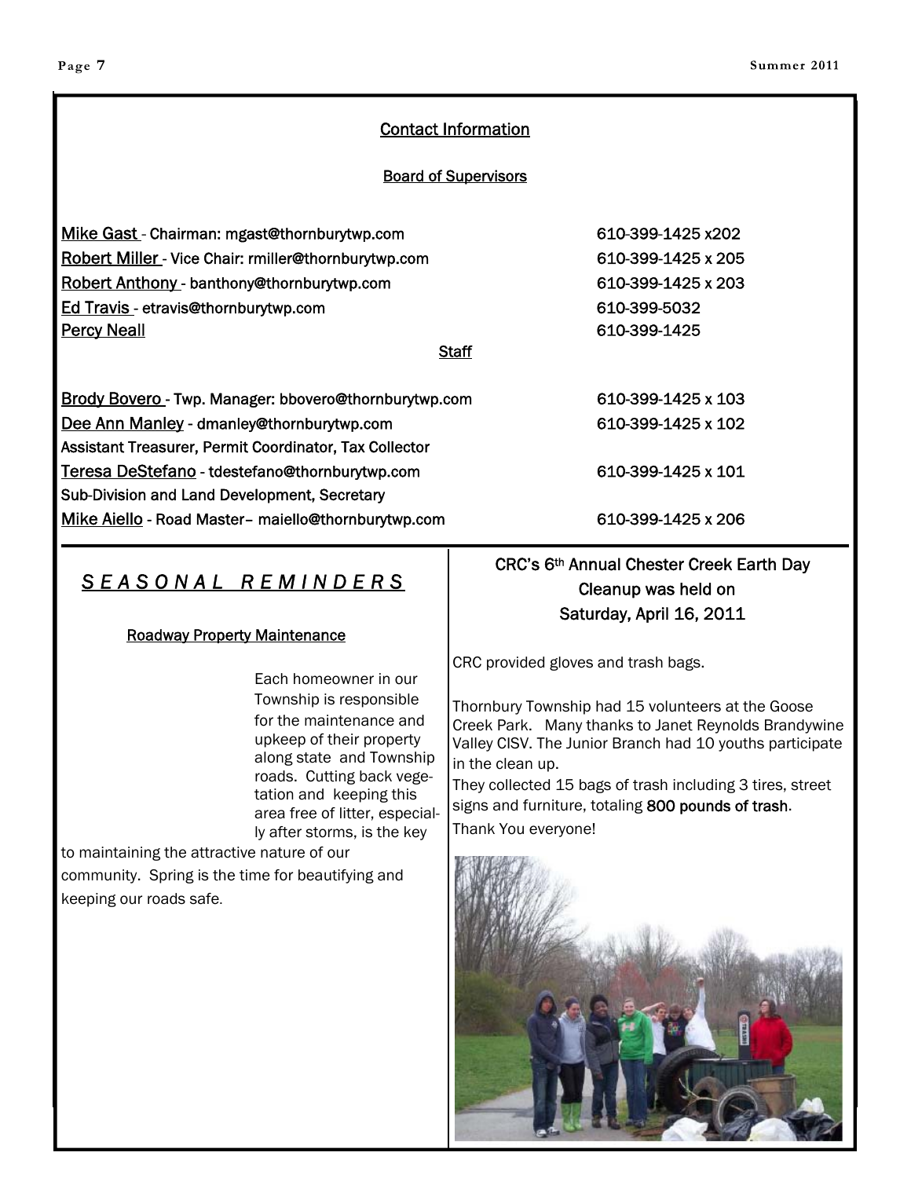## Contact Information

### Board of Supervisors

| | |
|---|---|
| Mike Gast - Chairman: mgast@thornburytwp.com | 610-399-1425 x202 |
| Robert Miller - Vice Chair: rmiller@thornburytwp.com | 610-399-1425 x 205 |
| Robert Anthony - banthony@thornburytwp.com | 610-399-1425 x 203 |
| Ed Travis - etravis@thornburytwp.com | 610-399-5032 |
| Percy Neall | 610-399-1425 |

### Staff

| | |
|---|---|
| Brody Bovero - Twp. Manager: bbovero@thornburytwp.com | 610-399-1425 x 103 |
| Dee Ann Manley - dmanley@thornburytwp.com<br>Assistant Treasurer, Permit Coordinator, Tax Collector | 610-399-1425 x 102 |
| Teresa DeStefano - tdestefano@thornburytwp.com<br>Sub-Division and Land Development, Secretary | 610-399-1425 x 101 |
| Mike Aiello - Road Master– maiello@thornburytwp.com | 610-399-1425 x 206 |

## *SEASONAL REMINDERS*

### Roadway Property Maintenance

Each homeowner in our Township is responsible for the maintenance and upkeep of their property along state and Township roads. Cutting back vegetation and keeping this area free of litter, especially after storms, is the key to maintaining the attractive nature of our community. Spring is the time for beautifying and keeping our roads safe.

## CRC's 6th Annual Chester Creek Earth Day Cleanup was held on Saturday, April 16, 2011

CRC provided gloves and trash bags.

Thornbury Township had 15 volunteers at the Goose Creek Park. Many thanks to Janet Reynolds Brandywine Valley CISV. The Junior Branch had 10 youths participate in the clean up.

They collected 15 bags of trash including 3 tires, street signs and furniture, totaling **800 pounds of trash**.

Thank You everyone!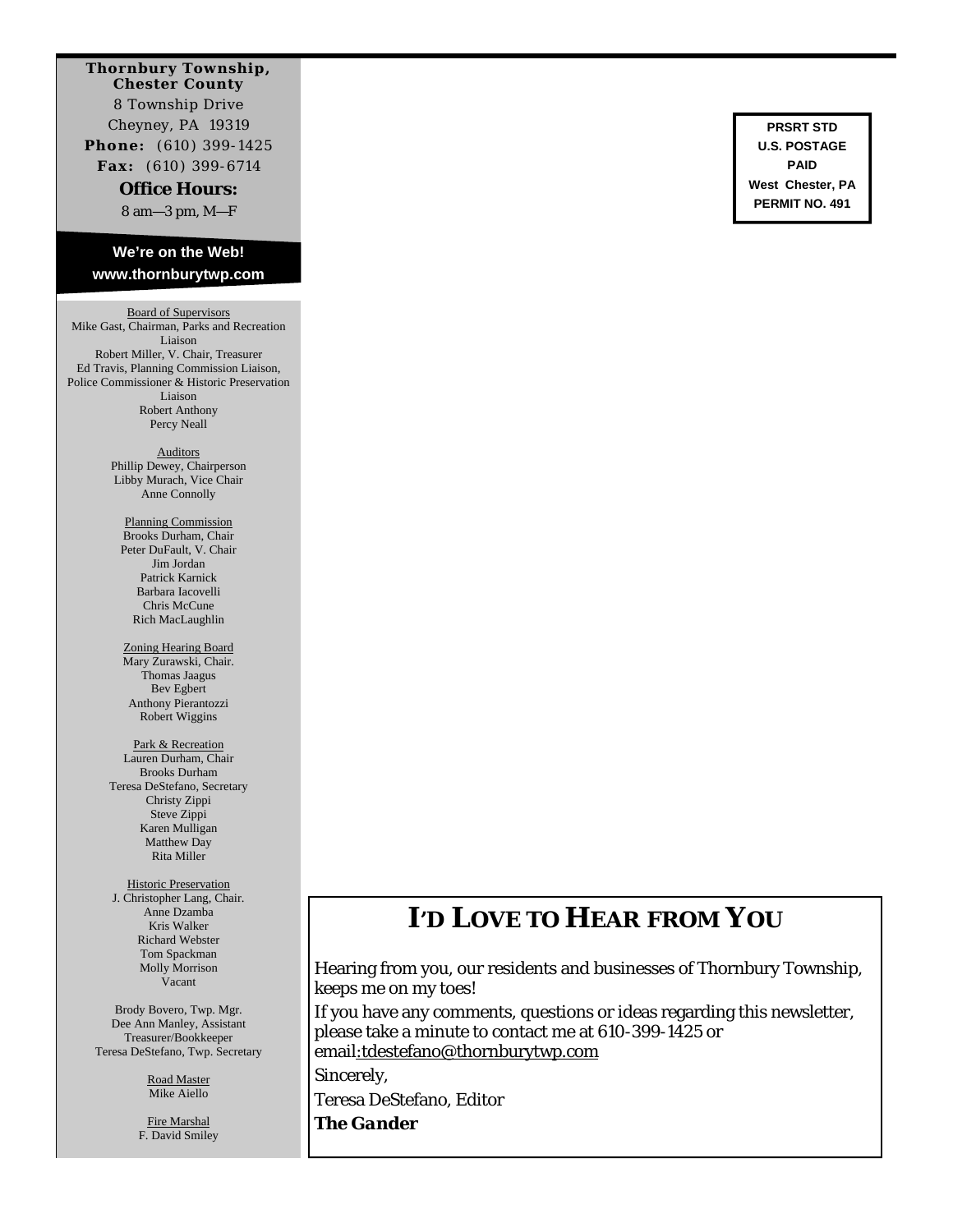**Thornbury Township, Chester County**

8 Township Drive

Cheyney, PA 19319

**Phone:** (610) 399-1425

**Fax:** (610) 399-6714

**Office Hours:**

8 am—3 pm, M—F

**We're on the Web!**
**www.thornburytwp.com**

Board of Supervisors

Mike Gast, Chairman, Parks and Recreation Liaison
Robert Miller, V. Chair, Treasurer
Ed Travis, Planning Commission Liaison, Police Commissioner & Historic Preservation Liaison
Robert Anthony
Percy Neall

Auditors

Phillip Dewey, Chairperson
Libby Murach, Vice Chair
Anne Connolly

Planning Commission

Brooks Durham, Chair
Peter DuFault, V. Chair
Jim Jordan
Patrick Karnick
Barbara Iacovelli
Chris McCune
Rich MacLaughlin

Zoning Hearing Board

Mary Zurawski, Chair.
Thomas Jaagus
Bev Egbert
Anthony Pierantozzi
Robert Wiggins

Park & Recreation

Lauren Durham, Chair
Brooks Durham
Teresa DeStefano, Secretary
Christy Zippi
Steve Zippi
Karen Mulligan
Matthew Day
Rita Miller

Historic Preservation

J. Christopher Lang, Chair.
Anne Dzamba
Kris Walker
Richard Webster
Tom Spackman
Molly Morrison
Vacant

Brody Bovero, Twp. Mgr.
Dee Ann Manley, Assistant Treasurer/Bookkeeper
Teresa DeStefano, Twp. Secretary

Road Master

Mike Aiello

Fire Marshal

F. David Smiley

PRSRT STD
U.S. POSTAGE
PAID
West Chester, PA
PERMIT NO. 491

## I'D LOVE TO HEAR FROM YOU

Hearing from you, our residents and businesses of Thornbury Township, keeps me on my toes!

If you have any comments, questions or ideas regarding this newsletter, please take a minute to contact me at 610-399-1425 or email:tdestefano@thornburytwp.com

Sincerely,

Teresa DeStefano, Editor

***The Gander***